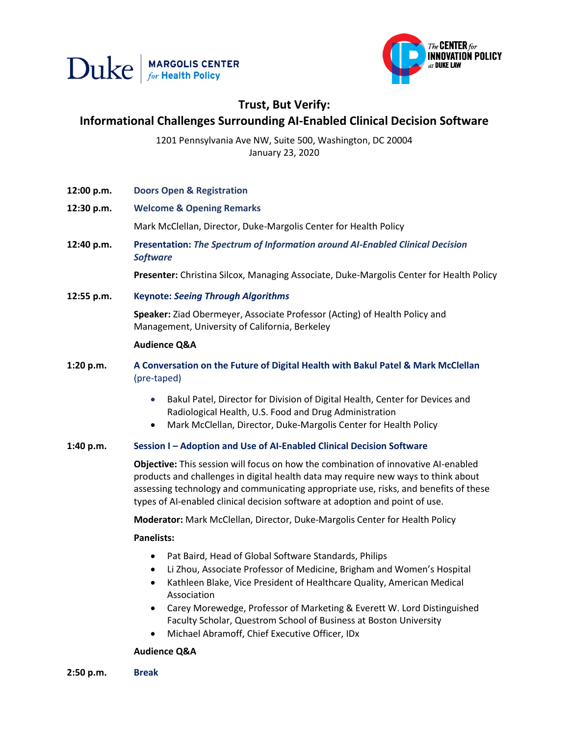Duke | MARGOLIS CENTER *for* Health Policy

*The* CENTER *for* INNOVATION POLICY *at* DUKE LAW

# Trust, But Verify:
# Informational Challenges Surrounding AI-Enabled Clinical Decision Software

1201 Pennsylvania Ave NW, Suite 500, Washington, DC 20004
January 23, 2020

**12:00 p.m.** **Doors Open & Registration**

**12:30 p.m.** **Welcome & Opening Remarks**

Mark McClellan, Director, Duke-Margolis Center for Health Policy

**12:40 p.m.** **Presentation: *The Spectrum of Information around AI-Enabled Clinical Decision Software***

**Presenter:** Christina Silcox, Managing Associate, Duke-Margolis Center for Health Policy

**12:55 p.m.** **Keynote: *Seeing Through Algorithms***

**Speaker:** Ziad Obermeyer, Associate Professor (Acting) of Health Policy and Management, University of California, Berkeley

**Audience Q&A**

**1:20 p.m.** **A Conversation on the Future of Digital Health with Bakul Patel & Mark McClellan** (pre-taped)

- Bakul Patel, Director for Division of Digital Health, Center for Devices and Radiological Health, U.S. Food and Drug Administration
- Mark McClellan, Director, Duke-Margolis Center for Health Policy

**1:40 p.m.** **Session I – Adoption and Use of AI-Enabled Clinical Decision Software**

**Objective:** This session will focus on how the combination of innovative AI-enabled products and challenges in digital health data may require new ways to think about assessing technology and communicating appropriate use, risks, and benefits of these types of AI-enabled clinical decision software at adoption and point of use.

**Moderator:** Mark McClellan, Director, Duke-Margolis Center for Health Policy

**Panelists:**

- Pat Baird, Head of Global Software Standards, Philips
- Li Zhou, Associate Professor of Medicine, Brigham and Women's Hospital
- Kathleen Blake, Vice President of Healthcare Quality, American Medical Association
- Carey Morewedge, Professor of Marketing & Everett W. Lord Distinguished Faculty Scholar, Questrom School of Business at Boston University
- Michael Abramoff, Chief Executive Officer, IDx

**Audience Q&A**

**2:50 p.m.** **Break**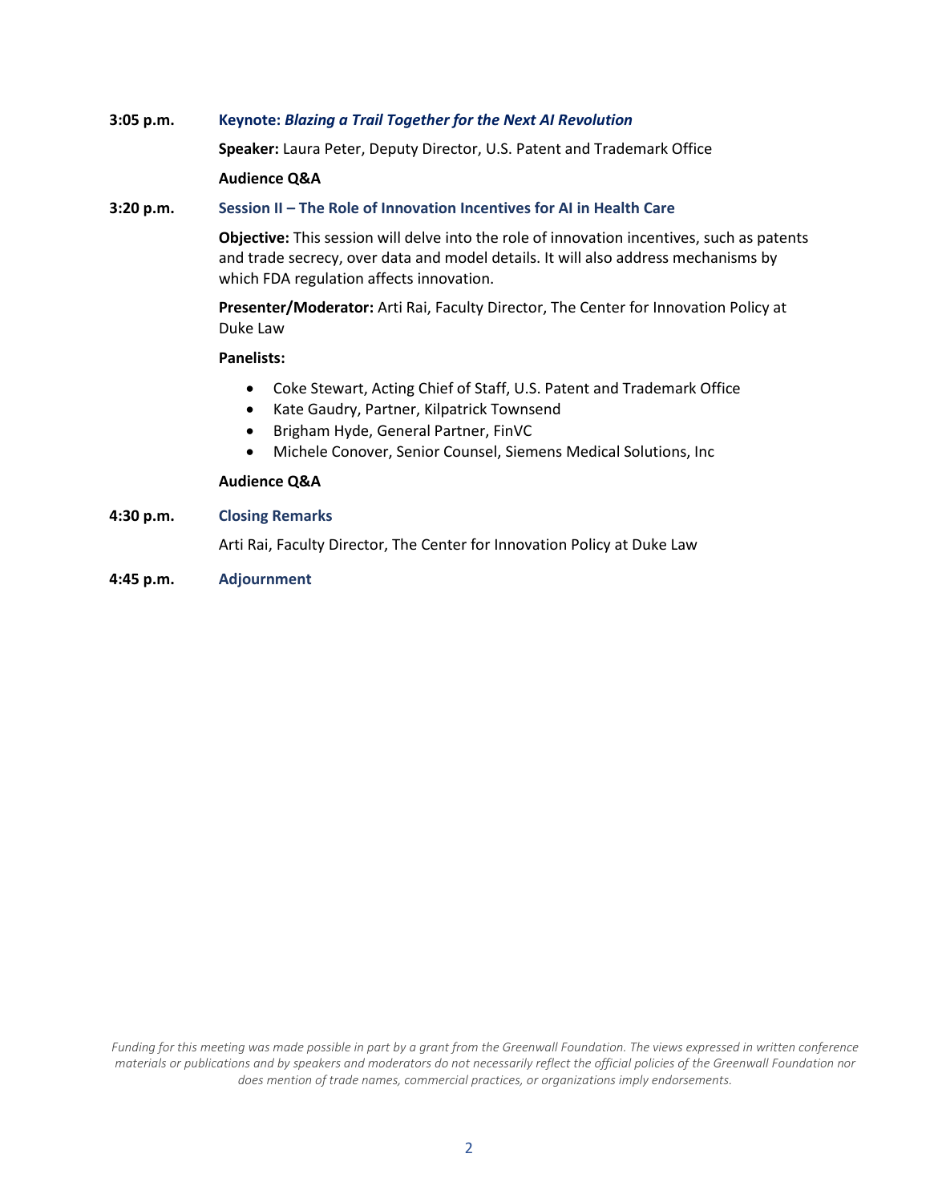**3:05 p.m.** **Keynote: *Blazing a Trail Together for the Next AI Revolution***

**Speaker:** Laura Peter, Deputy Director, U.S. Patent and Trademark Office

**Audience Q&A**

**3:20 p.m.** **Session II – The Role of Innovation Incentives for AI in Health Care**

**Objective:** This session will delve into the role of innovation incentives, such as patents and trade secrecy, over data and model details. It will also address mechanisms by which FDA regulation affects innovation.

**Presenter/Moderator:** Arti Rai, Faculty Director, The Center for Innovation Policy at Duke Law

**Panelists:**

- Coke Stewart, Acting Chief of Staff, U.S. Patent and Trademark Office
- Kate Gaudry, Partner, Kilpatrick Townsend
- Brigham Hyde, General Partner, FinVC
- Michele Conover, Senior Counsel, Siemens Medical Solutions, Inc

**Audience Q&A**

**4:30 p.m.** **Closing Remarks**

Arti Rai, Faculty Director, The Center for Innovation Policy at Duke Law

**4:45 p.m.** **Adjournment**

*Funding for this meeting was made possible in part by a grant from the Greenwall Foundation. The views expressed in written conference materials or publications and by speakers and moderators do not necessarily reflect the official policies of the Greenwall Foundation nor does mention of trade names, commercial practices, or organizations imply endorsements.*